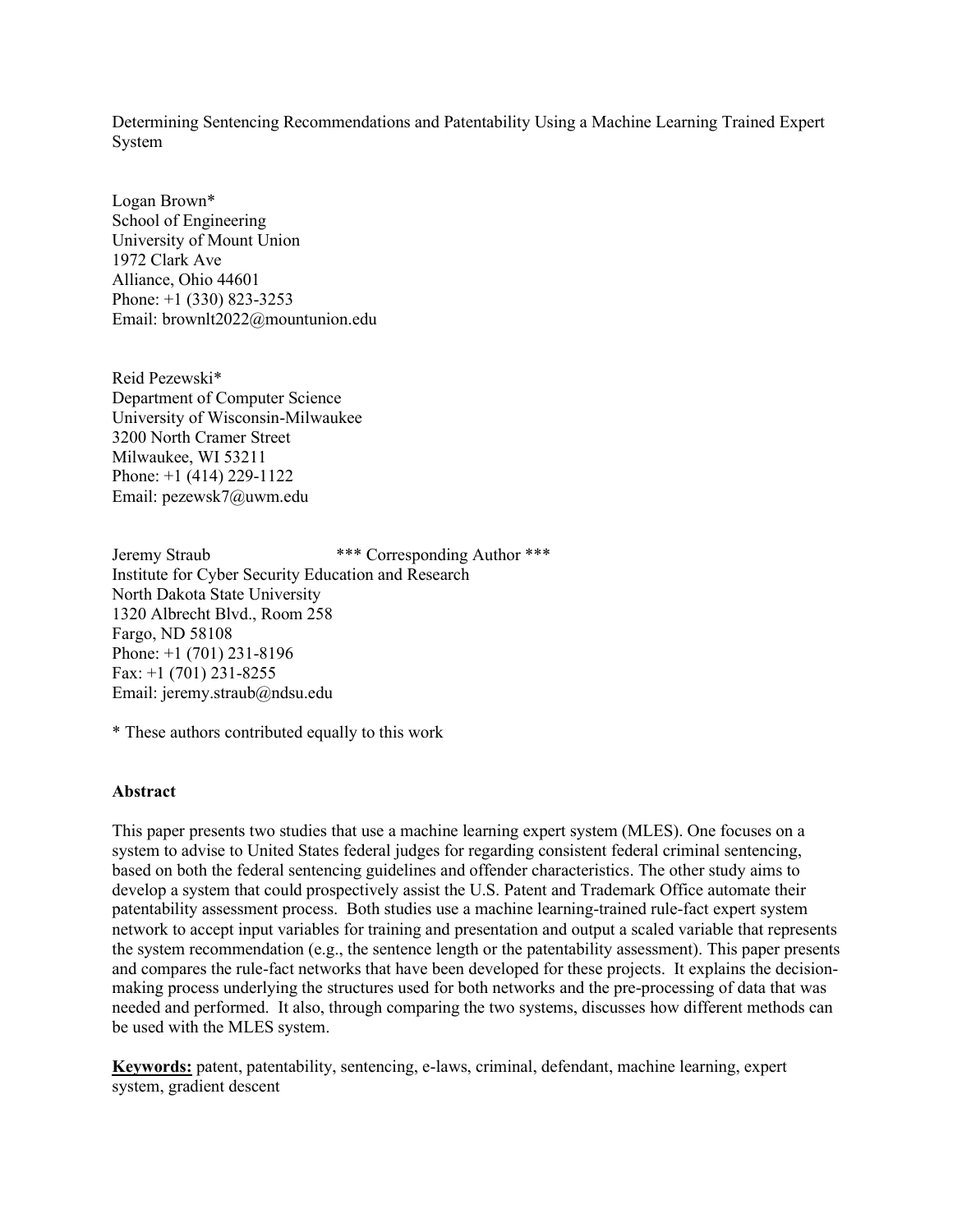Determining Sentencing Recommendations and Patentability Using a Machine Learning Trained Expert System

Logan Brown*  
School of Engineering  
University of Mount Union  
1972 Clark Ave  
Alliance, Ohio 44601  
Phone: +1 (330) 823-3253  
Email: brownlt2022@mountunion.edu

Reid Pezewski*  
Department of Computer Science  
University of Wisconsin-Milwaukee  
3200 North Cramer Street  
Milwaukee, WI 53211  
Phone: +1 (414) 229-1122  
Email: pezewsk7@uwm.edu

Jeremy Straub *** Corresponding Author ***  
Institute for Cyber Security Education and Research  
North Dakota State University  
1320 Albrecht Blvd., Room 258  
Fargo, ND 58108  
Phone: +1 (701) 231-8196  
Fax: +1 (701) 231-8255  
Email: jeremy.straub@ndsu.edu

* These authors contributed equally to this work

**Abstract**

This paper presents two studies that use a machine learning expert system (MLES). One focuses on a system to advise to United States federal judges for regarding consistent federal criminal sentencing, based on both the federal sentencing guidelines and offender characteristics. The other study aims to develop a system that could prospectively assist the U.S. Patent and Trademark Office automate their patentability assessment process. Both studies use a machine learning-trained rule-fact expert system network to accept input variables for training and presentation and output a scaled variable that represents the system recommendation (e.g., the sentence length or the patentability assessment). This paper presents and compares the rule-fact networks that have been developed for these projects. It explains the decision-making process underlying the structures used for both networks and the pre-processing of data that was needed and performed. It also, through comparing the two systems, discusses how different methods can be used with the MLES system.

**Keywords:** patent, patentability, sentencing, e-laws, criminal, defendant, machine learning, expert system, gradient descent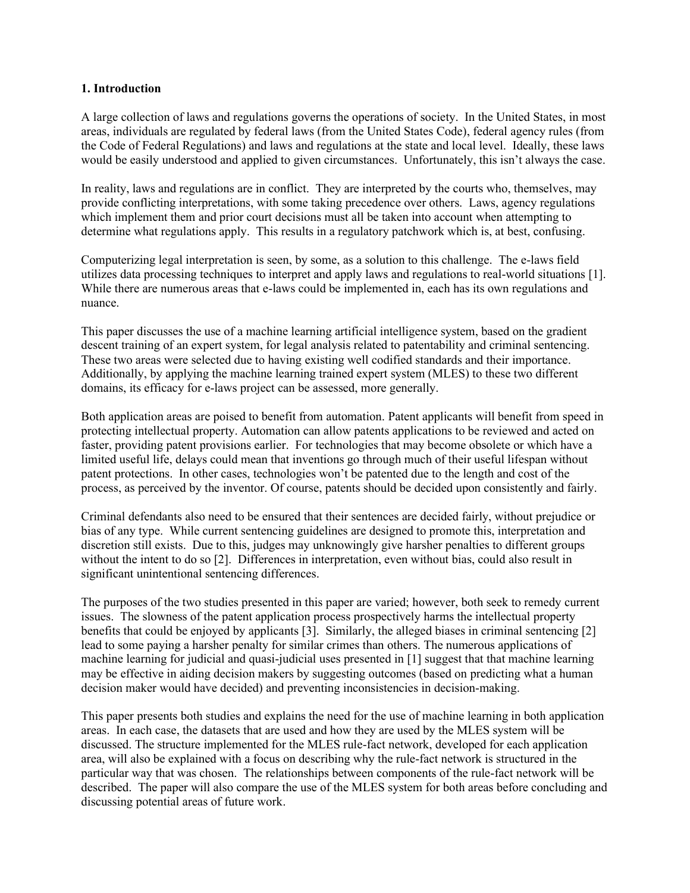## 1. Introduction

A large collection of laws and regulations governs the operations of society. In the United States, in most areas, individuals are regulated by federal laws (from the United States Code), federal agency rules (from the Code of Federal Regulations) and laws and regulations at the state and local level. Ideally, these laws would be easily understood and applied to given circumstances. Unfortunately, this isn't always the case.

In reality, laws and regulations are in conflict. They are interpreted by the courts who, themselves, may provide conflicting interpretations, with some taking precedence over others. Laws, agency regulations which implement them and prior court decisions must all be taken into account when attempting to determine what regulations apply. This results in a regulatory patchwork which is, at best, confusing.

Computerizing legal interpretation is seen, by some, as a solution to this challenge. The e-laws field utilizes data processing techniques to interpret and apply laws and regulations to real-world situations [1]. While there are numerous areas that e-laws could be implemented in, each has its own regulations and nuance.

This paper discusses the use of a machine learning artificial intelligence system, based on the gradient descent training of an expert system, for legal analysis related to patentability and criminal sentencing. These two areas were selected due to having existing well codified standards and their importance. Additionally, by applying the machine learning trained expert system (MLES) to these two different domains, its efficacy for e-laws project can be assessed, more generally.

Both application areas are poised to benefit from automation. Patent applicants will benefit from speed in protecting intellectual property. Automation can allow patents applications to be reviewed and acted on faster, providing patent provisions earlier. For technologies that may become obsolete or which have a limited useful life, delays could mean that inventions go through much of their useful lifespan without patent protections. In other cases, technologies won't be patented due to the length and cost of the process, as perceived by the inventor. Of course, patents should be decided upon consistently and fairly.

Criminal defendants also need to be ensured that their sentences are decided fairly, without prejudice or bias of any type. While current sentencing guidelines are designed to promote this, interpretation and discretion still exists. Due to this, judges may unknowingly give harsher penalties to different groups without the intent to do so [2]. Differences in interpretation, even without bias, could also result in significant unintentional sentencing differences.

The purposes of the two studies presented in this paper are varied; however, both seek to remedy current issues. The slowness of the patent application process prospectively harms the intellectual property benefits that could be enjoyed by applicants [3]. Similarly, the alleged biases in criminal sentencing [2] lead to some paying a harsher penalty for similar crimes than others. The numerous applications of machine learning for judicial and quasi-judicial uses presented in [1] suggest that that machine learning may be effective in aiding decision makers by suggesting outcomes (based on predicting what a human decision maker would have decided) and preventing inconsistencies in decision-making.

This paper presents both studies and explains the need for the use of machine learning in both application areas. In each case, the datasets that are used and how they are used by the MLES system will be discussed. The structure implemented for the MLES rule-fact network, developed for each application area, will also be explained with a focus on describing why the rule-fact network is structured in the particular way that was chosen. The relationships between components of the rule-fact network will be described. The paper will also compare the use of the MLES system for both areas before concluding and discussing potential areas of future work.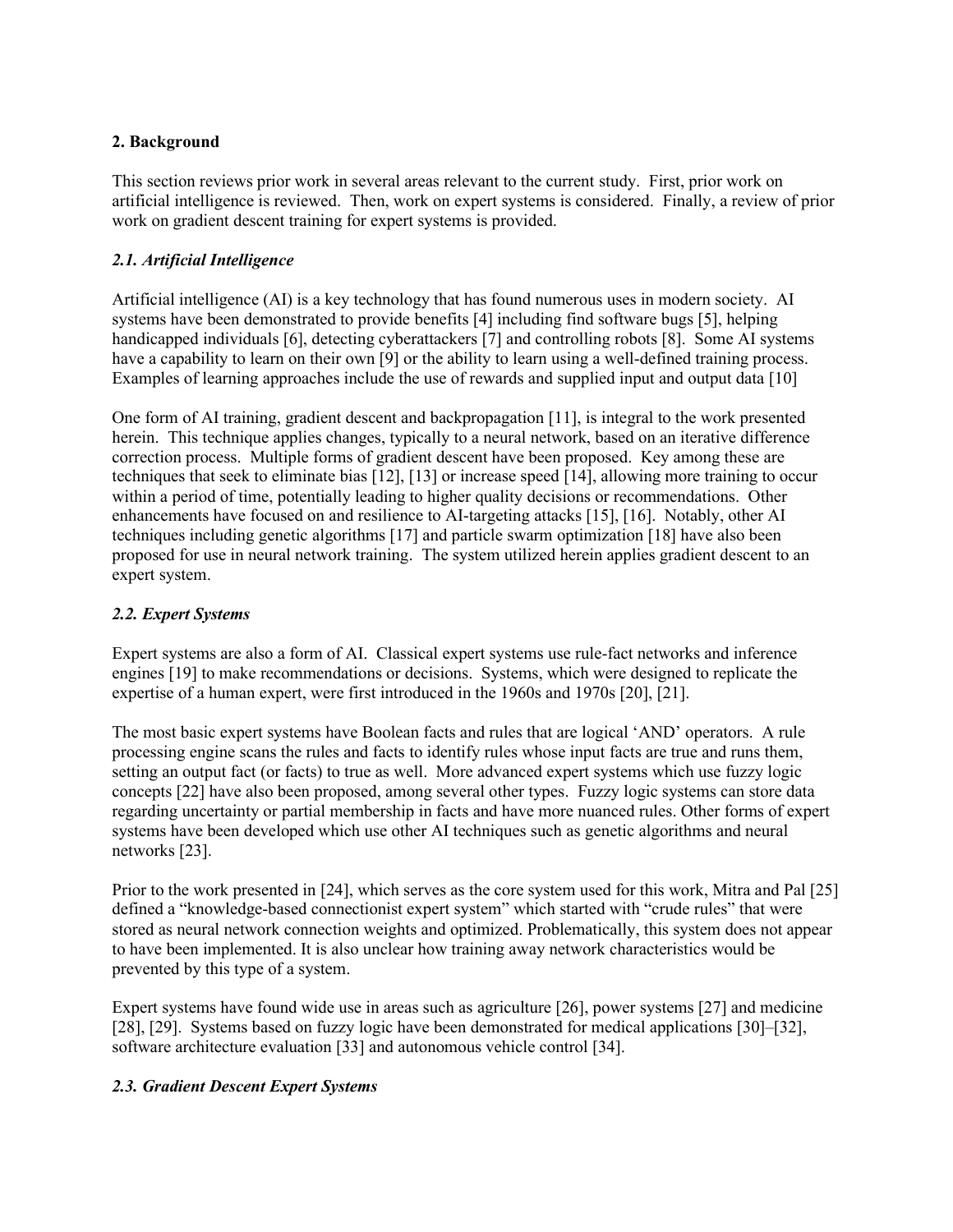## 2. Background

This section reviews prior work in several areas relevant to the current study. First, prior work on artificial intelligence is reviewed. Then, work on expert systems is considered. Finally, a review of prior work on gradient descent training for expert systems is provided.

### *2.1. Artificial Intelligence*

Artificial intelligence (AI) is a key technology that has found numerous uses in modern society. AI systems have been demonstrated to provide benefits [4] including find software bugs [5], helping handicapped individuals [6], detecting cyberattackers [7] and controlling robots [8]. Some AI systems have a capability to learn on their own [9] or the ability to learn using a well-defined training process. Examples of learning approaches include the use of rewards and supplied input and output data [10]

One form of AI training, gradient descent and backpropagation [11], is integral to the work presented herein. This technique applies changes, typically to a neural network, based on an iterative difference correction process. Multiple forms of gradient descent have been proposed. Key among these are techniques that seek to eliminate bias [12], [13] or increase speed [14], allowing more training to occur within a period of time, potentially leading to higher quality decisions or recommendations. Other enhancements have focused on and resilience to AI-targeting attacks [15], [16]. Notably, other AI techniques including genetic algorithms [17] and particle swarm optimization [18] have also been proposed for use in neural network training. The system utilized herein applies gradient descent to an expert system.

### *2.2. Expert Systems*

Expert systems are also a form of AI. Classical expert systems use rule-fact networks and inference engines [19] to make recommendations or decisions. Systems, which were designed to replicate the expertise of a human expert, were first introduced in the 1960s and 1970s [20], [21].

The most basic expert systems have Boolean facts and rules that are logical 'AND' operators. A rule processing engine scans the rules and facts to identify rules whose input facts are true and runs them, setting an output fact (or facts) to true as well. More advanced expert systems which use fuzzy logic concepts [22] have also been proposed, among several other types. Fuzzy logic systems can store data regarding uncertainty or partial membership in facts and have more nuanced rules. Other forms of expert systems have been developed which use other AI techniques such as genetic algorithms and neural networks [23].

Prior to the work presented in [24], which serves as the core system used for this work, Mitra and Pal [25] defined a "knowledge-based connectionist expert system" which started with "crude rules" that were stored as neural network connection weights and optimized. Problematically, this system does not appear to have been implemented. It is also unclear how training away network characteristics would be prevented by this type of a system.

Expert systems have found wide use in areas such as agriculture [26], power systems [27] and medicine [28], [29]. Systems based on fuzzy logic have been demonstrated for medical applications [30]–[32], software architecture evaluation [33] and autonomous vehicle control [34].

### *2.3. Gradient Descent Expert Systems*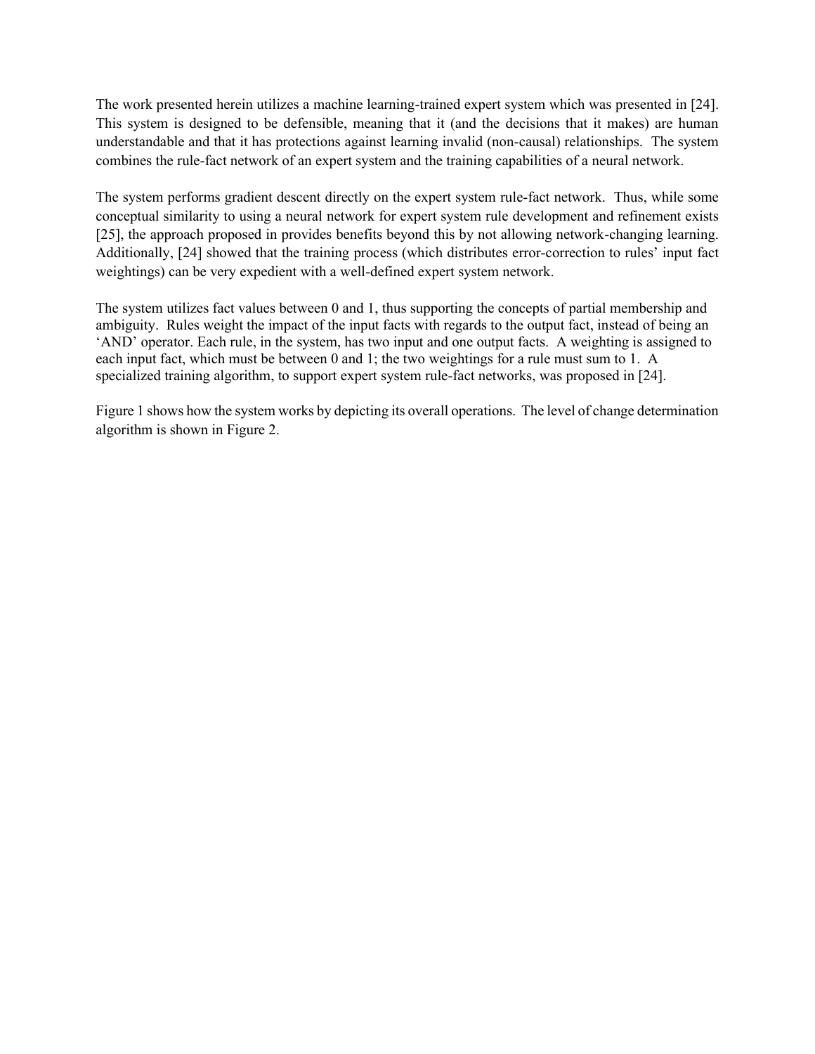The work presented herein utilizes a machine learning-trained expert system which was presented in [24]. This system is designed to be defensible, meaning that it (and the decisions that it makes) are human understandable and that it has protections against learning invalid (non-causal) relationships. The system combines the rule-fact network of an expert system and the training capabilities of a neural network.

The system performs gradient descent directly on the expert system rule-fact network. Thus, while some conceptual similarity to using a neural network for expert system rule development and refinement exists [25], the approach proposed in provides benefits beyond this by not allowing network-changing learning. Additionally, [24] showed that the training process (which distributes error-correction to rules' input fact weightings) can be very expedient with a well-defined expert system network.

The system utilizes fact values between 0 and 1, thus supporting the concepts of partial membership and ambiguity. Rules weight the impact of the input facts with regards to the output fact, instead of being an 'AND' operator. Each rule, in the system, has two input and one output facts. A weighting is assigned to each input fact, which must be between 0 and 1; the two weightings for a rule must sum to 1. A specialized training algorithm, to support expert system rule-fact networks, was proposed in [24].

Figure 1 shows how the system works by depicting its overall operations. The level of change determination algorithm is shown in Figure 2.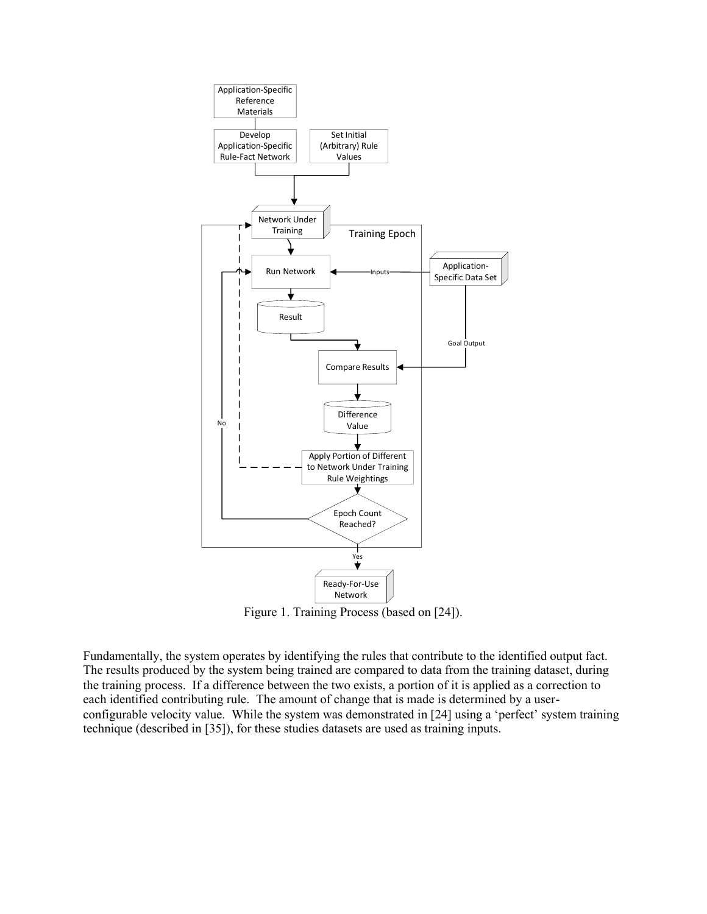Application-Specific Reference Materials

Develop Application-Specific Rule-Fact Network

Set Initial (Arbitrary) Rule Values

Network Under Training

Training Epoch

Run Network

Inputs

Application-Specific Data Set

Result

Goal Output

Compare Results

Difference Value

No

Apply Portion of Different to Network Under Training Rule Weightings

Epoch Count Reached?

Yes

Ready-For-Use Network

Figure 1. Training Process (based on [24]).

Fundamentally, the system operates by identifying the rules that contribute to the identified output fact. The results produced by the system being trained are compared to data from the training dataset, during the training process. If a difference between the two exists, a portion of it is applied as a correction to each identified contributing rule. The amount of change that is made is determined by a user-configurable velocity value. While the system was demonstrated in [24] using a 'perfect' system training technique (described in [35]), for these studies datasets are used as training inputs.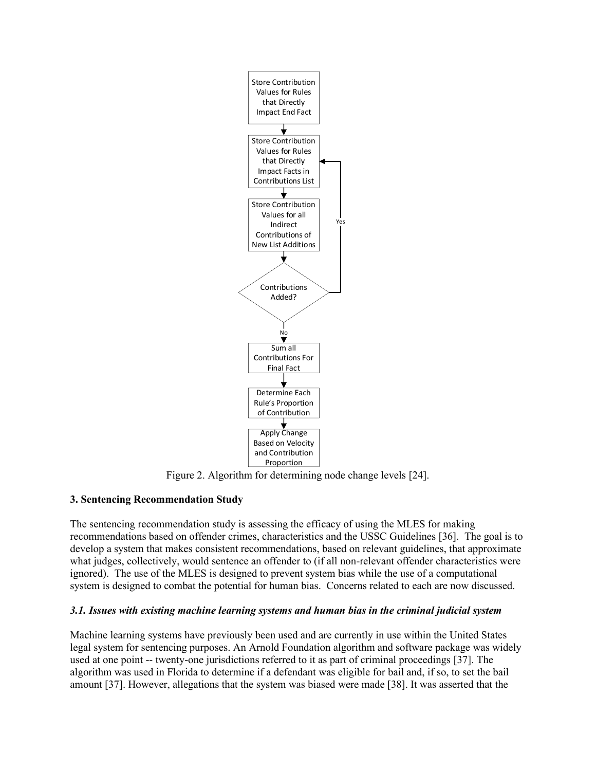Store Contribution Values for Rules that Directly Impact End Fact

Store Contribution Values for Rules that Directly Impact Facts in Contributions List

Store Contribution Values for all Indirect Contributions of New List Additions

Contributions Added?

Yes

No

Sum all Contributions For Final Fact

Determine Each Rule's Proportion of Contribution

Apply Change Based on Velocity and Contribution Proportion

Figure 2. Algorithm for determining node change levels [24].

## 3. Sentencing Recommendation Study

The sentencing recommendation study is assessing the efficacy of using the MLES for making recommendations based on offender crimes, characteristics and the USSC Guidelines [36]. The goal is to develop a system that makes consistent recommendations, based on relevant guidelines, that approximate what judges, collectively, would sentence an offender to (if all non-relevant offender characteristics were ignored). The use of the MLES is designed to prevent system bias while the use of a computational system is designed to combat the potential for human bias. Concerns related to each are now discussed.

### *3.1. Issues with existing machine learning systems and human bias in the criminal judicial system*

Machine learning systems have previously been used and are currently in use within the United States legal system for sentencing purposes. An Arnold Foundation algorithm and software package was widely used at one point -- twenty-one jurisdictions referred to it as part of criminal proceedings [37]. The algorithm was used in Florida to determine if a defendant was eligible for bail and, if so, to set the bail amount [37]. However, allegations that the system was biased were made [38]. It was asserted that the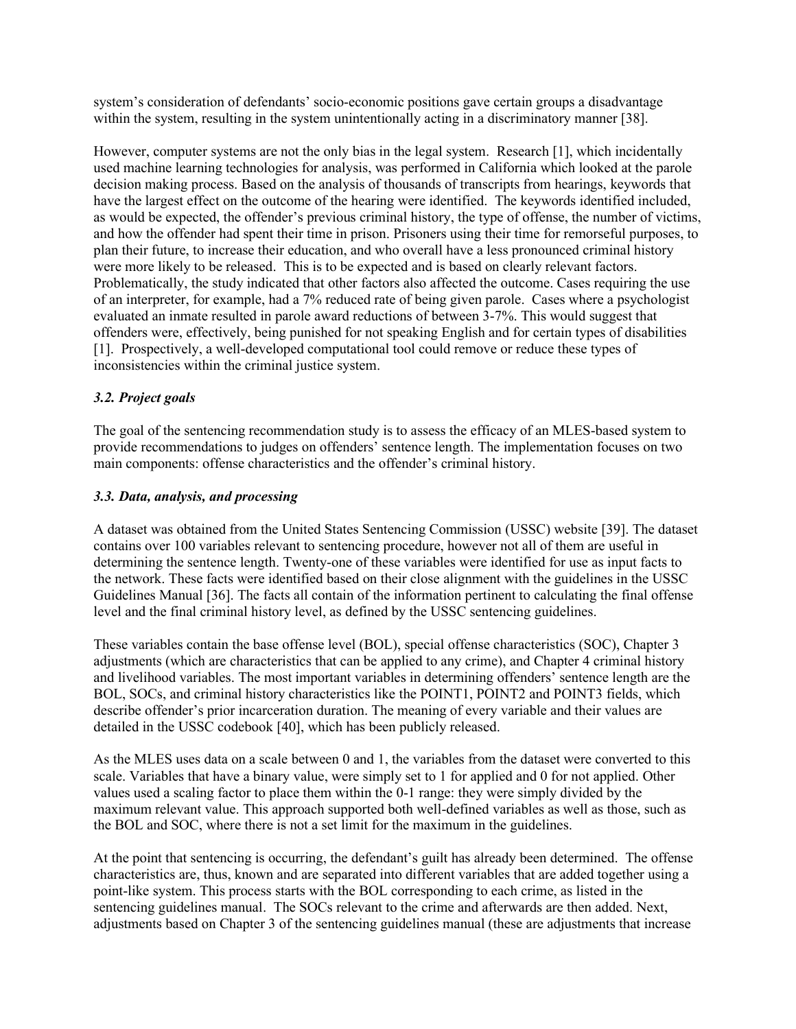system's consideration of defendants' socio-economic positions gave certain groups a disadvantage within the system, resulting in the system unintentionally acting in a discriminatory manner [38].

However, computer systems are not the only bias in the legal system. Research [1], which incidentally used machine learning technologies for analysis, was performed in California which looked at the parole decision making process. Based on the analysis of thousands of transcripts from hearings, keywords that have the largest effect on the outcome of the hearing were identified. The keywords identified included, as would be expected, the offender's previous criminal history, the type of offense, the number of victims, and how the offender had spent their time in prison. Prisoners using their time for remorseful purposes, to plan their future, to increase their education, and who overall have a less pronounced criminal history were more likely to be released. This is to be expected and is based on clearly relevant factors. Problematically, the study indicated that other factors also affected the outcome. Cases requiring the use of an interpreter, for example, had a 7% reduced rate of being given parole. Cases where a psychologist evaluated an inmate resulted in parole award reductions of between 3-7%. This would suggest that offenders were, effectively, being punished for not speaking English and for certain types of disabilities [1]. Prospectively, a well-developed computational tool could remove or reduce these types of inconsistencies within the criminal justice system.

### *3.2. Project goals*

The goal of the sentencing recommendation study is to assess the efficacy of an MLES-based system to provide recommendations to judges on offenders' sentence length. The implementation focuses on two main components: offense characteristics and the offender's criminal history.

### *3.3. Data, analysis, and processing*

A dataset was obtained from the United States Sentencing Commission (USSC) website [39]. The dataset contains over 100 variables relevant to sentencing procedure, however not all of them are useful in determining the sentence length. Twenty-one of these variables were identified for use as input facts to the network. These facts were identified based on their close alignment with the guidelines in the USSC Guidelines Manual [36]. The facts all contain of the information pertinent to calculating the final offense level and the final criminal history level, as defined by the USSC sentencing guidelines.

These variables contain the base offense level (BOL), special offense characteristics (SOC), Chapter 3 adjustments (which are characteristics that can be applied to any crime), and Chapter 4 criminal history and livelihood variables. The most important variables in determining offenders' sentence length are the BOL, SOCs, and criminal history characteristics like the POINT1, POINT2 and POINT3 fields, which describe offender's prior incarceration duration. The meaning of every variable and their values are detailed in the USSC codebook [40], which has been publicly released.

As the MLES uses data on a scale between 0 and 1, the variables from the dataset were converted to this scale. Variables that have a binary value, were simply set to 1 for applied and 0 for not applied. Other values used a scaling factor to place them within the 0-1 range: they were simply divided by the maximum relevant value. This approach supported both well-defined variables as well as those, such as the BOL and SOC, where there is not a set limit for the maximum in the guidelines.

At the point that sentencing is occurring, the defendant's guilt has already been determined. The offense characteristics are, thus, known and are separated into different variables that are added together using a point-like system. This process starts with the BOL corresponding to each crime, as listed in the sentencing guidelines manual. The SOCs relevant to the crime and afterwards are then added. Next, adjustments based on Chapter 3 of the sentencing guidelines manual (these are adjustments that increase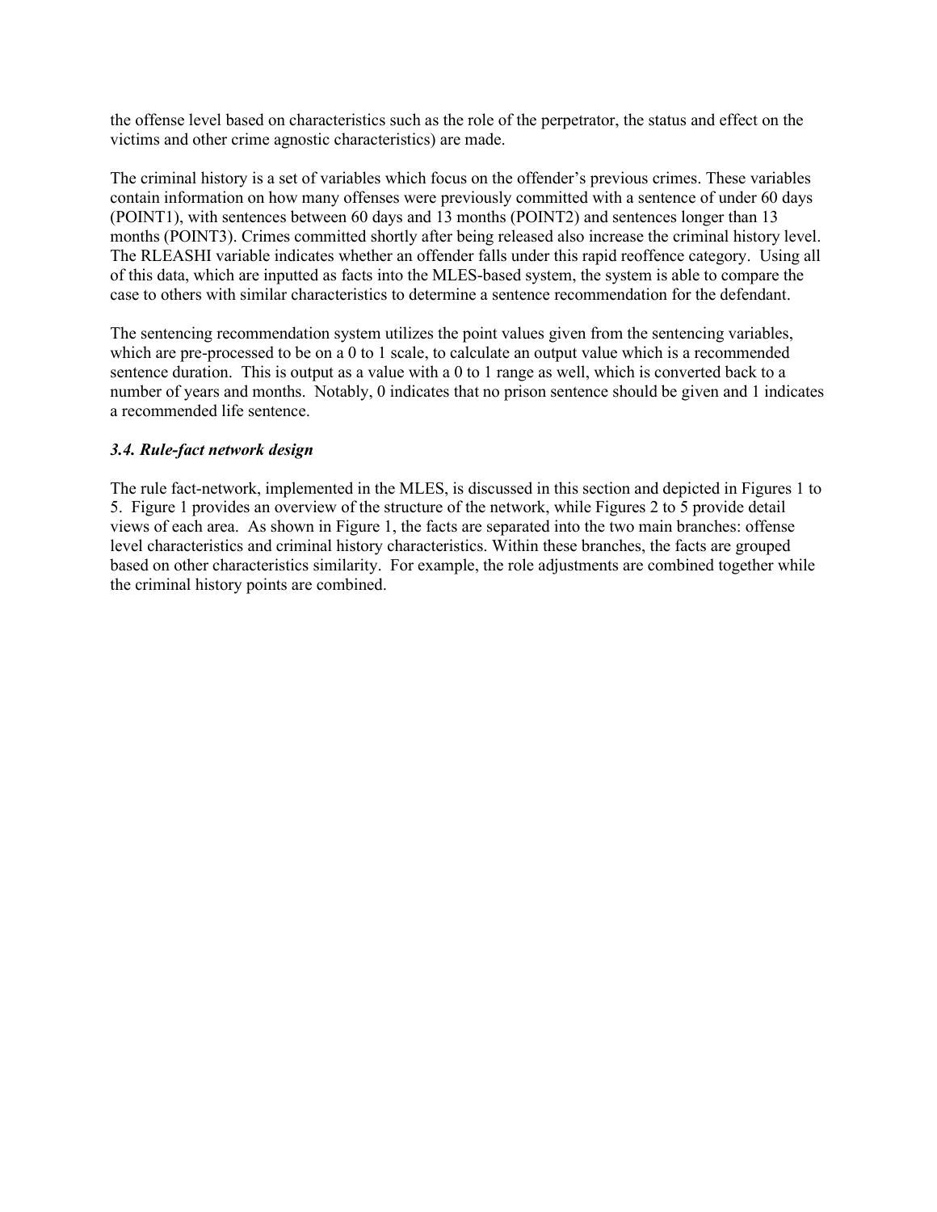the offense level based on characteristics such as the role of the perpetrator, the status and effect on the victims and other crime agnostic characteristics) are made.

The criminal history is a set of variables which focus on the offender's previous crimes. These variables contain information on how many offenses were previously committed with a sentence of under 60 days (POINT1), with sentences between 60 days and 13 months (POINT2) and sentences longer than 13 months (POINT3). Crimes committed shortly after being released also increase the criminal history level. The RLEASHI variable indicates whether an offender falls under this rapid reoffence category. Using all of this data, which are inputted as facts into the MLES-based system, the system is able to compare the case to others with similar characteristics to determine a sentence recommendation for the defendant.

The sentencing recommendation system utilizes the point values given from the sentencing variables, which are pre-processed to be on a 0 to 1 scale, to calculate an output value which is a recommended sentence duration. This is output as a value with a 0 to 1 range as well, which is converted back to a number of years and months. Notably, 0 indicates that no prison sentence should be given and 1 indicates a recommended life sentence.

### *3.4. Rule-fact network design*

The rule fact-network, implemented in the MLES, is discussed in this section and depicted in Figures 1 to 5. Figure 1 provides an overview of the structure of the network, while Figures 2 to 5 provide detail views of each area. As shown in Figure 1, the facts are separated into the two main branches: offense level characteristics and criminal history characteristics. Within these branches, the facts are grouped based on other characteristics similarity. For example, the role adjustments are combined together while the criminal history points are combined.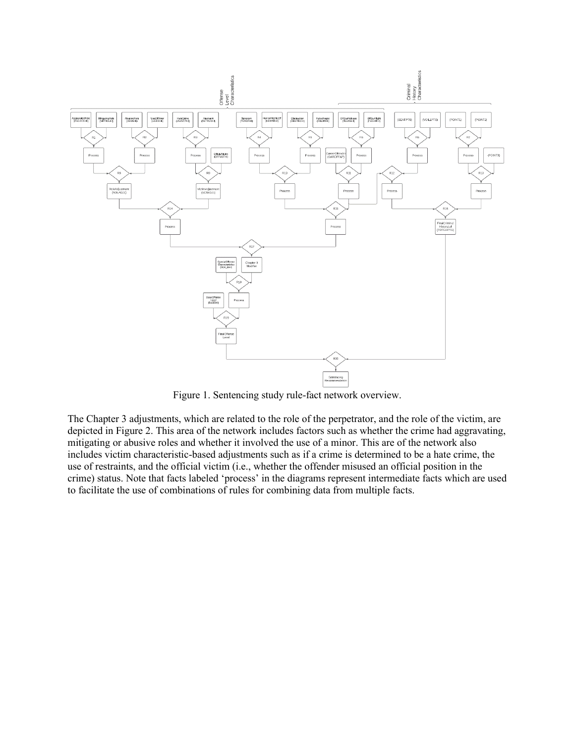Offense Level Characteristics

Criminal History Characteristics

AggravatingRole (AGGROLEH)
MitigatingRole (MITROLEH)
AbusiveRole (ABUSEH)
UseOfMinor (USEMINH)
HateCrime (VULVICTH)
Restraint (RESTRAINH)
Terrorism (TERORH)
Obstruction (OBSTRCTH)
FalseReport (FALSRPH)
OffDurRelease (RELEASEH)
OffDurFlight (FLIGHTH)
(SENTPTS)
(VIOLLPTS)
(POINT1)
(POINT2)
R1
R2
R3
R4
R5
R6
R6
R7
Process
OfficialVictim (OFFVICTH)
CareerOffender (CAROFFAP)
(POINT3)
R8
R9
R10
R11
R12
R13
RoleAdjustment (ROLADJ1)
VictimAdjustment (VCTADJ1)
R14
R15
R16
FinalCriminal HistoryLvl (TOTCHPTS)
R17
Special Offense Characteristics
Chapter 3 Modifier
R18
Base Offense Level (BASEH)
R19
Final Offense Level
R20
Sentencing Recommendation

Figure 1. Sentencing study rule-fact network overview.

The Chapter 3 adjustments, which are related to the role of the perpetrator, and the role of the victim, are depicted in Figure 2. This area of the network includes factors such as whether the crime had aggravating, mitigating or abusive roles and whether it involved the use of a minor. This are of the network also includes victim characteristic-based adjustments such as if a crime is determined to be a hate crime, the use of restraints, and the official victim (i.e., whether the offender misused an official position in the crime) status. Note that facts labeled 'process' in the diagrams represent intermediate facts which are used to facilitate the use of combinations of rules for combining data from multiple facts.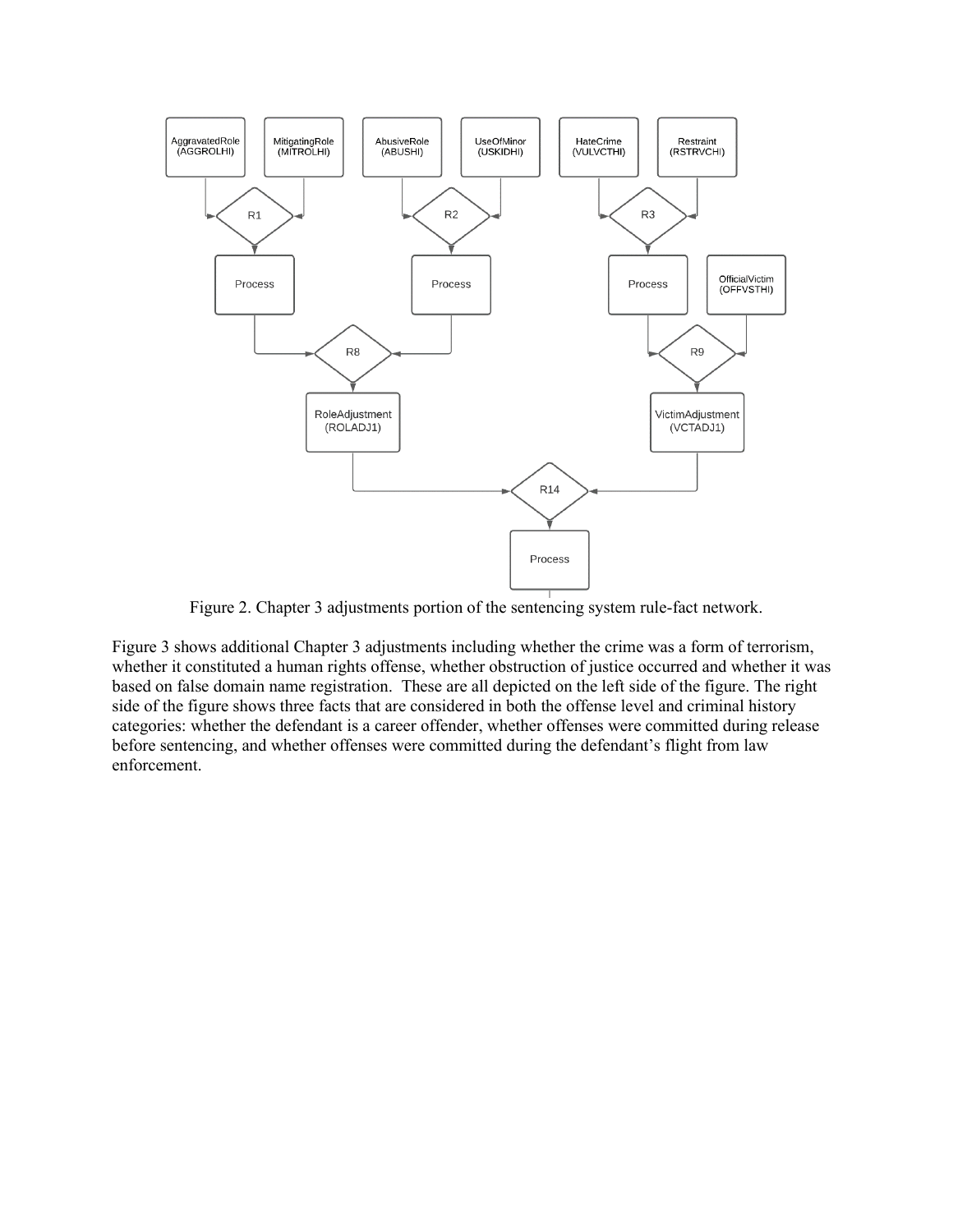AggravatedRole (AGGROLHI)

MitigatingRole (MITROLHI)

AbusiveRole (ABUSHI)

UseOfMinor (USKIDHI)

HateCrime (VULVCTHI)

Restraint (RSTRVCHI)

R1

R2

R3

Process

Process

Process

OfficialVictim (OFFVSTHI)

R8

R9

RoleAdjustment (ROLADJ1)

VictimAdjustment (VCTADJ1)

R14

Process

Figure 2. Chapter 3 adjustments portion of the sentencing system rule-fact network.

Figure 3 shows additional Chapter 3 adjustments including whether the crime was a form of terrorism, whether it constituted a human rights offense, whether obstruction of justice occurred and whether it was based on false domain name registration. These are all depicted on the left side of the figure. The right side of the figure shows three facts that are considered in both the offense level and criminal history categories: whether the defendant is a career offender, whether offenses were committed during release before sentencing, and whether offenses were committed during the defendant's flight from law enforcement.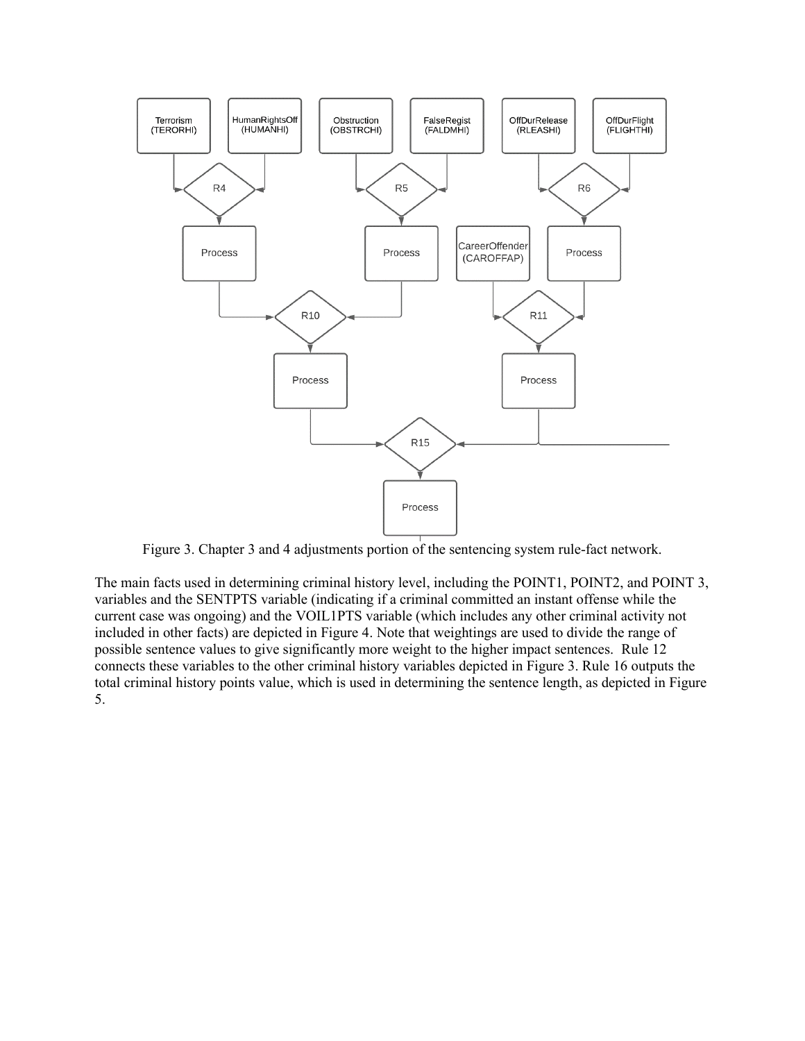Terrorism
(TERORHI)

HumanRightsOff
(HUMANHI)

Obstruction
(OBSTRCHI)

FalseRegist
(FALDMHI)

OffDurRelease
(RLEASHI)

OffDurFlight
(FLIGHTHI)

R4

R5

R6

Process

Process

CareerOffender
(CAROFFAP)

Process

R10

R11

Process

Process

R15

Process

Figure 3. Chapter 3 and 4 adjustments portion of the sentencing system rule-fact network.

The main facts used in determining criminal history level, including the POINT1, POINT2, and POINT 3, variables and the SENTPTS variable (indicating if a criminal committed an instant offense while the current case was ongoing) and the VOIL1PTS variable (which includes any other criminal activity not included in other facts) are depicted in Figure 4. Note that weightings are used to divide the range of possible sentence values to give significantly more weight to the higher impact sentences. Rule 12 connects these variables to the other criminal history variables depicted in Figure 3. Rule 16 outputs the total criminal history points value, which is used in determining the sentence length, as depicted in Figure 5.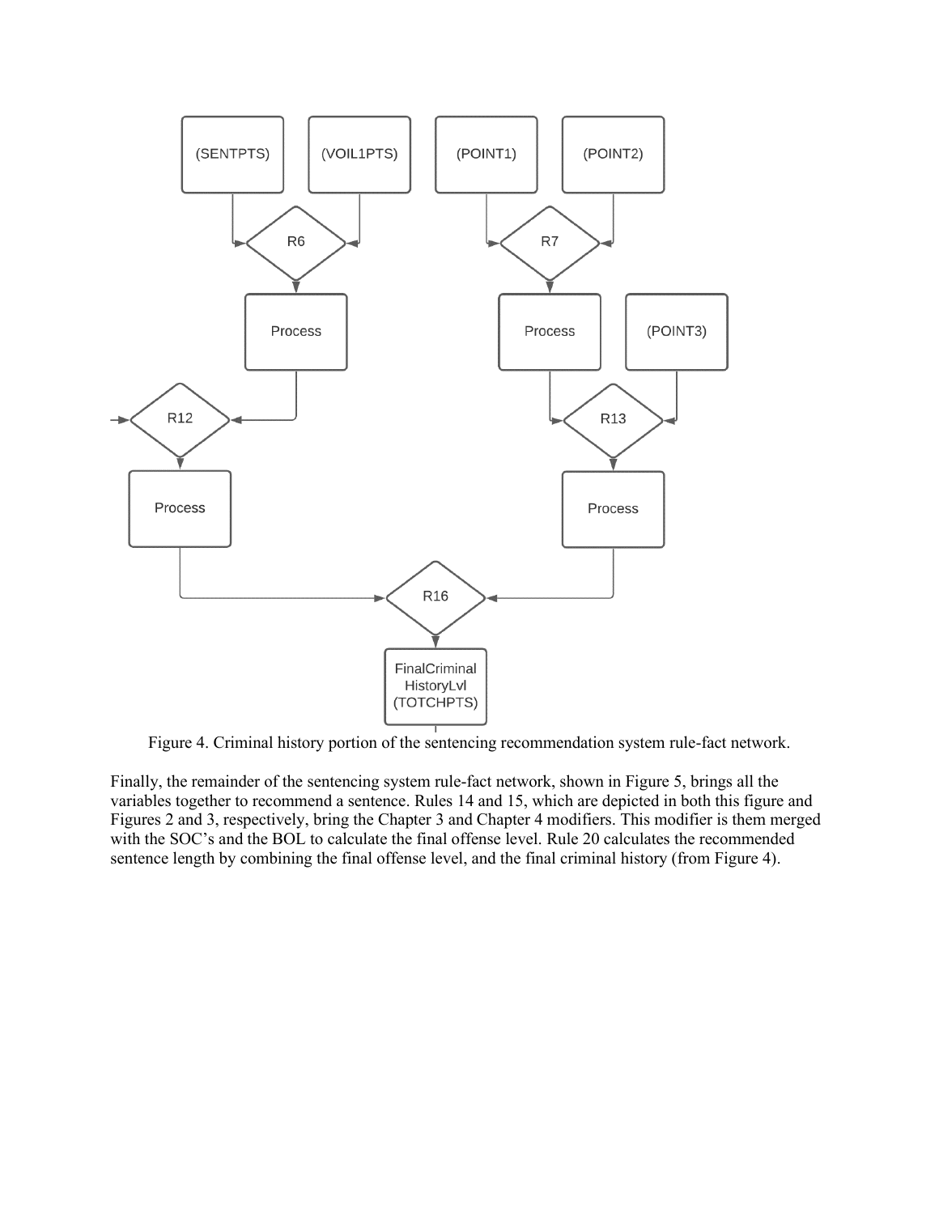(SENTPTS)

(VOIL1PTS)

(POINT1)

(POINT2)

R6

R7

Process

Process

(POINT3)

R12

R13

Process

Process

R16

FinalCriminal HistoryLvl (TOTCHPTS)

Figure 4. Criminal history portion of the sentencing recommendation system rule-fact network.

Finally, the remainder of the sentencing system rule-fact network, shown in Figure 5, brings all the variables together to recommend a sentence. Rules 14 and 15, which are depicted in both this figure and Figures 2 and 3, respectively, bring the Chapter 3 and Chapter 4 modifiers. This modifier is them merged with the SOC's and the BOL to calculate the final offense level. Rule 20 calculates the recommended sentence length by combining the final offense level, and the final criminal history (from Figure 4).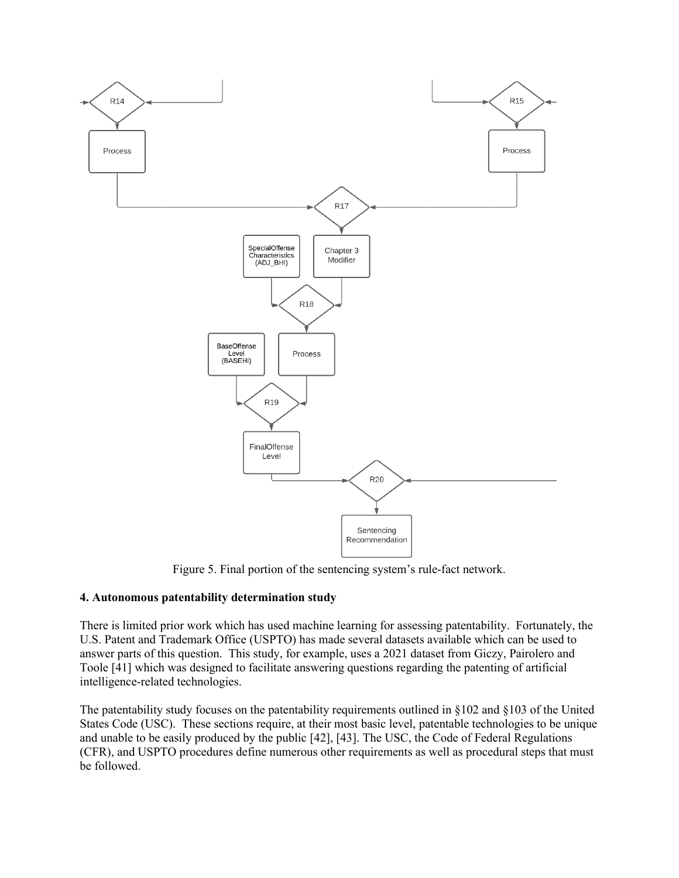R14

R15

Process

Process

R17

SpecialOffense Characteristics (ADJ_BHI)

Chapter 3 Modifier

R18

BaseOffense Level (BASEHI)

Process

R19

FinalOffense Level

R20

Sentencing Recommendation

Figure 5. Final portion of the sentencing system's rule-fact network.

## 4. Autonomous patentability determination study

There is limited prior work which has used machine learning for assessing patentability. Fortunately, the U.S. Patent and Trademark Office (USPTO) has made several datasets available which can be used to answer parts of this question. This study, for example, uses a 2021 dataset from Giczy, Pairolero and Toole [41] which was designed to facilitate answering questions regarding the patenting of artificial intelligence-related technologies.

The patentability study focuses on the patentability requirements outlined in §102 and §103 of the United States Code (USC). These sections require, at their most basic level, patentable technologies to be unique and unable to be easily produced by the public [42], [43]. The USC, the Code of Federal Regulations (CFR), and USPTO procedures define numerous other requirements as well as procedural steps that must be followed.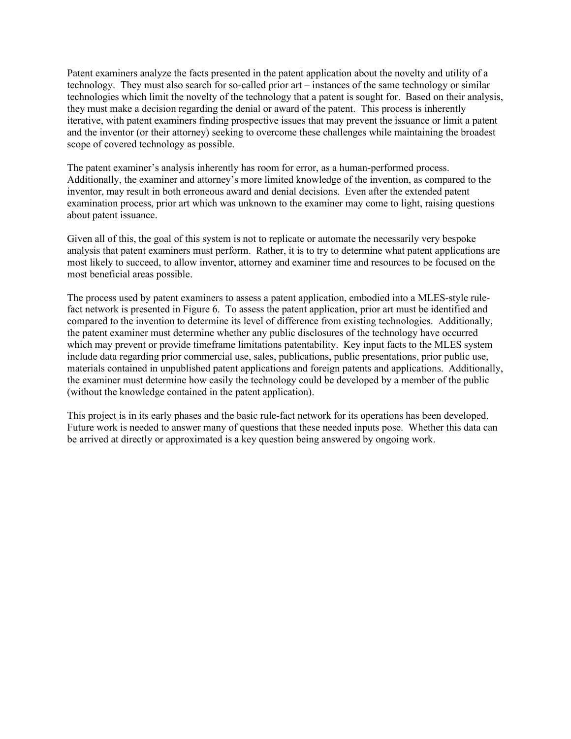Patent examiners analyze the facts presented in the patent application about the novelty and utility of a technology. They must also search for so-called prior art – instances of the same technology or similar technologies which limit the novelty of the technology that a patent is sought for. Based on their analysis, they must make a decision regarding the denial or award of the patent. This process is inherently iterative, with patent examiners finding prospective issues that may prevent the issuance or limit a patent and the inventor (or their attorney) seeking to overcome these challenges while maintaining the broadest scope of covered technology as possible.

The patent examiner's analysis inherently has room for error, as a human-performed process. Additionally, the examiner and attorney's more limited knowledge of the invention, as compared to the inventor, may result in both erroneous award and denial decisions. Even after the extended patent examination process, prior art which was unknown to the examiner may come to light, raising questions about patent issuance.

Given all of this, the goal of this system is not to replicate or automate the necessarily very bespoke analysis that patent examiners must perform. Rather, it is to try to determine what patent applications are most likely to succeed, to allow inventor, attorney and examiner time and resources to be focused on the most beneficial areas possible.

The process used by patent examiners to assess a patent application, embodied into a MLES-style rule-fact network is presented in Figure 6. To assess the patent application, prior art must be identified and compared to the invention to determine its level of difference from existing technologies. Additionally, the patent examiner must determine whether any public disclosures of the technology have occurred which may prevent or provide timeframe limitations patentability. Key input facts to the MLES system include data regarding prior commercial use, sales, publications, public presentations, prior public use, materials contained in unpublished patent applications and foreign patents and applications. Additionally, the examiner must determine how easily the technology could be developed by a member of the public (without the knowledge contained in the patent application).

This project is in its early phases and the basic rule-fact network for its operations has been developed. Future work is needed to answer many of questions that these needed inputs pose. Whether this data can be arrived at directly or approximated is a key question being answered by ongoing work.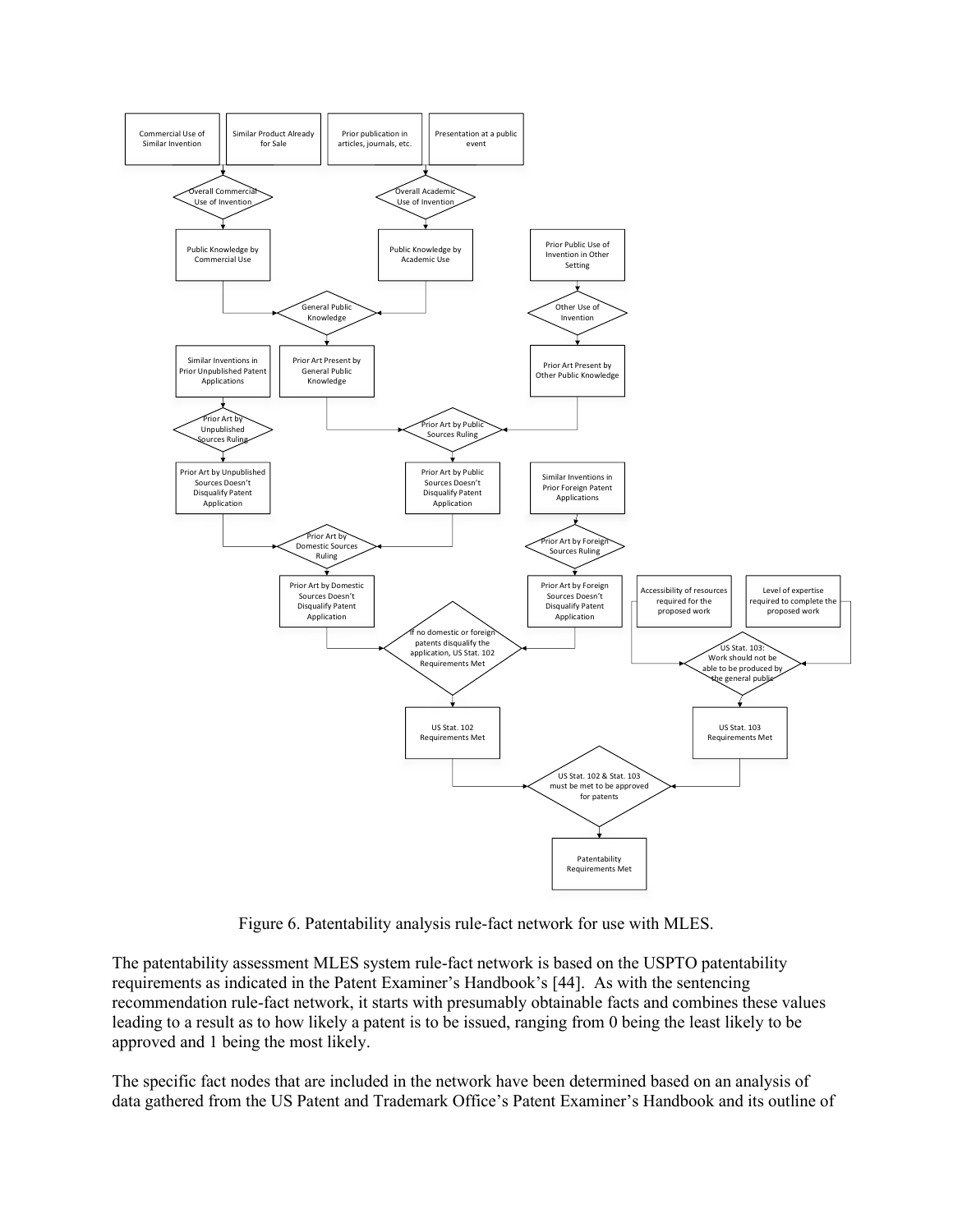Commercial Use of Similar Invention

Similar Product Already for Sale

Prior publication in articles, journals, etc.

Presentation at a public event

Overall Commercial Use of Invention

Overall Academic Use of Invention

Public Knowledge by Commercial Use

Public Knowledge by Academic Use

Prior Public Use of Invention in Other Setting

General Public Knowledge

Other Use of Invention

Similar Inventions in Prior Unpublished Patent Applications

Prior Art Present by General Public Knowledge

Prior Art Present by Other Public Knowledge

Prior Art by Unpublished Sources Ruling

Prior Art by Public Sources Ruling

Prior Art by Unpublished Sources Doesn't Disqualify Patent Application

Prior Art by Public Sources Doesn't Disqualify Patent Application

Similar Inventions in Prior Foreign Patent Applications

Prior Art by Domestic Sources Ruling

Prior Art by Foreign Sources Ruling

Prior Art by Domestic Sources Doesn't Disqualify Patent Application

Prior Art by Foreign Sources Doesn't Disqualify Patent Application

Accessibility of resources required for the proposed work

Level of expertise required to complete the proposed work

If no domestic or foreign patents disqualify the application, US Stat. 102 Requirements Met

US Stat. 103: Work should not be able to be produced by the general public

US Stat. 102 Requirements Met

US Stat. 103 Requirements Met

US Stat. 102 & Stat. 103 must be met to be approved for patents

Patentability Requirements Met

Figure 6. Patentability analysis rule-fact network for use with MLES.

The patentability assessment MLES system rule-fact network is based on the USPTO patentability requirements as indicated in the Patent Examiner's Handbook's [44]. As with the sentencing recommendation rule-fact network, it starts with presumably obtainable facts and combines these values leading to a result as to how likely a patent is to be issued, ranging from 0 being the least likely to be approved and 1 being the most likely.

The specific fact nodes that are included in the network have been determined based on an analysis of data gathered from the US Patent and Trademark Office's Patent Examiner's Handbook and its outline of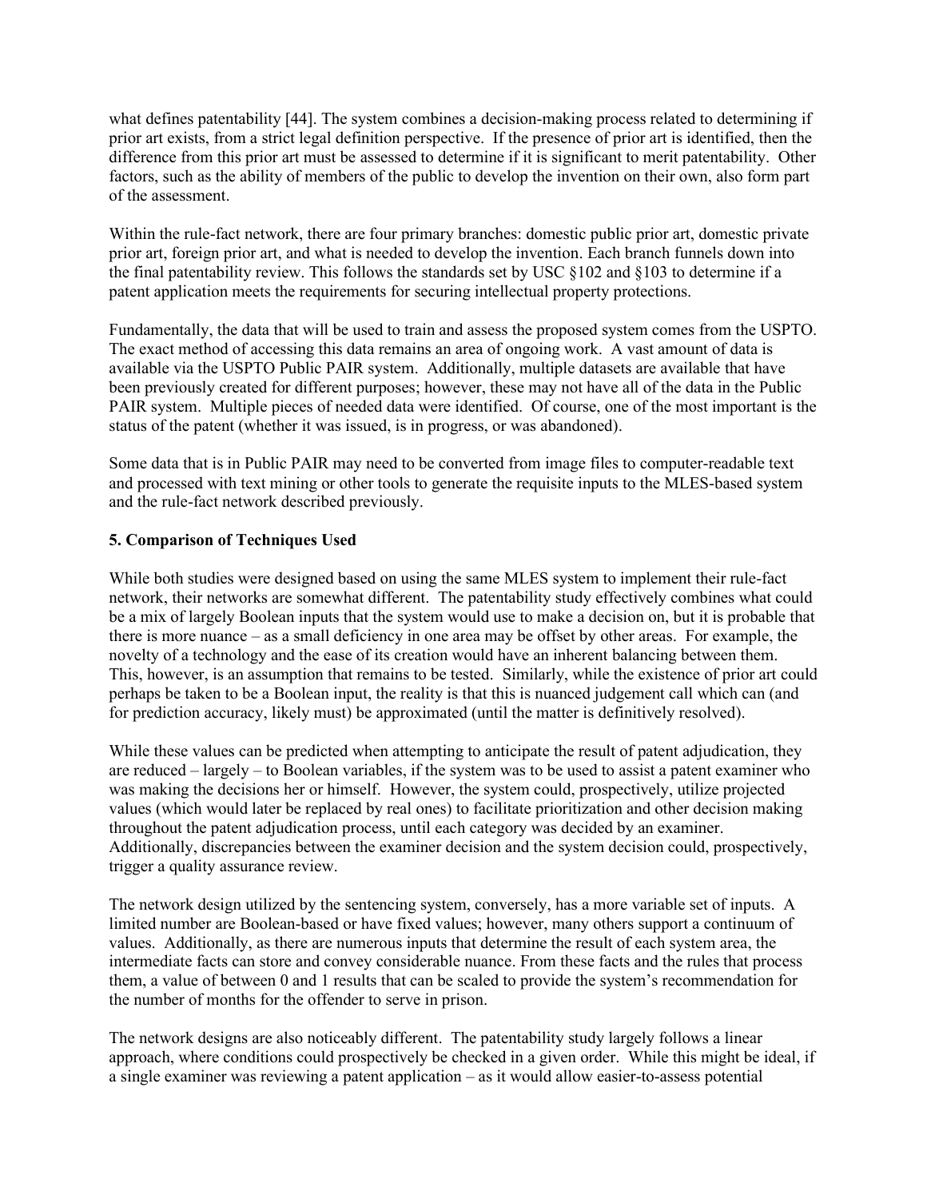what defines patentability [44]. The system combines a decision-making process related to determining if prior art exists, from a strict legal definition perspective. If the presence of prior art is identified, then the difference from this prior art must be assessed to determine if it is significant to merit patentability. Other factors, such as the ability of members of the public to develop the invention on their own, also form part of the assessment.

Within the rule-fact network, there are four primary branches: domestic public prior art, domestic private prior art, foreign prior art, and what is needed to develop the invention. Each branch funnels down into the final patentability review. This follows the standards set by USC §102 and §103 to determine if a patent application meets the requirements for securing intellectual property protections.

Fundamentally, the data that will be used to train and assess the proposed system comes from the USPTO. The exact method of accessing this data remains an area of ongoing work. A vast amount of data is available via the USPTO Public PAIR system. Additionally, multiple datasets are available that have been previously created for different purposes; however, these may not have all of the data in the Public PAIR system. Multiple pieces of needed data were identified. Of course, one of the most important is the status of the patent (whether it was issued, is in progress, or was abandoned).

Some data that is in Public PAIR may need to be converted from image files to computer-readable text and processed with text mining or other tools to generate the requisite inputs to the MLES-based system and the rule-fact network described previously.

## 5. Comparison of Techniques Used

While both studies were designed based on using the same MLES system to implement their rule-fact network, their networks are somewhat different. The patentability study effectively combines what could be a mix of largely Boolean inputs that the system would use to make a decision on, but it is probable that there is more nuance – as a small deficiency in one area may be offset by other areas. For example, the novelty of a technology and the ease of its creation would have an inherent balancing between them. This, however, is an assumption that remains to be tested. Similarly, while the existence of prior art could perhaps be taken to be a Boolean input, the reality is that this is nuanced judgement call which can (and for prediction accuracy, likely must) be approximated (until the matter is definitively resolved).

While these values can be predicted when attempting to anticipate the result of patent adjudication, they are reduced – largely – to Boolean variables, if the system was to be used to assist a patent examiner who was making the decisions her or himself. However, the system could, prospectively, utilize projected values (which would later be replaced by real ones) to facilitate prioritization and other decision making throughout the patent adjudication process, until each category was decided by an examiner. Additionally, discrepancies between the examiner decision and the system decision could, prospectively, trigger a quality assurance review.

The network design utilized by the sentencing system, conversely, has a more variable set of inputs. A limited number are Boolean-based or have fixed values; however, many others support a continuum of values. Additionally, as there are numerous inputs that determine the result of each system area, the intermediate facts can store and convey considerable nuance. From these facts and the rules that process them, a value of between 0 and 1 results that can be scaled to provide the system's recommendation for the number of months for the offender to serve in prison.

The network designs are also noticeably different. The patentability study largely follows a linear approach, where conditions could prospectively be checked in a given order. While this might be ideal, if a single examiner was reviewing a patent application – as it would allow easier-to-assess potential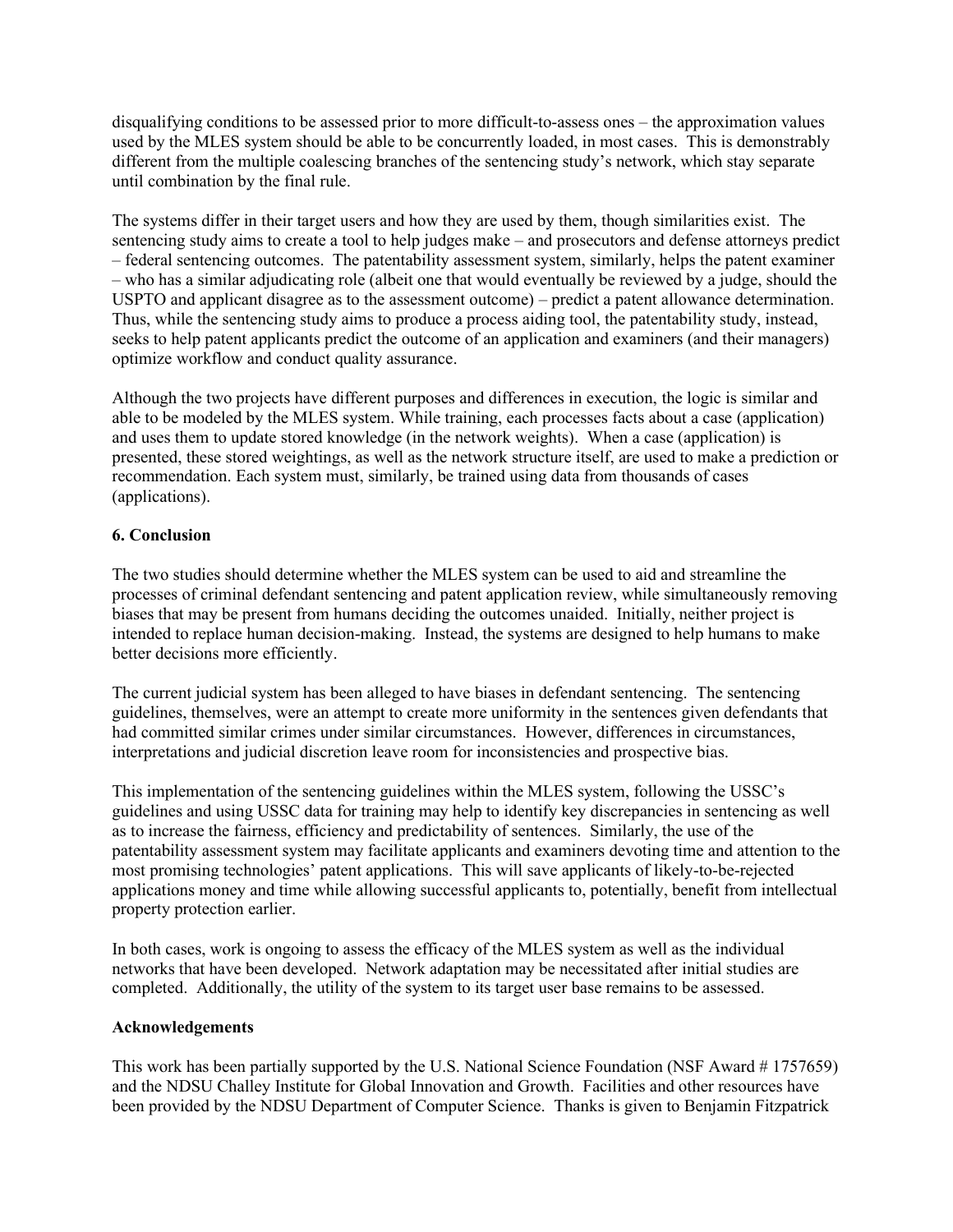disqualifying conditions to be assessed prior to more difficult-to-assess ones – the approximation values used by the MLES system should be able to be concurrently loaded, in most cases. This is demonstrably different from the multiple coalescing branches of the sentencing study's network, which stay separate until combination by the final rule.

The systems differ in their target users and how they are used by them, though similarities exist. The sentencing study aims to create a tool to help judges make – and prosecutors and defense attorneys predict – federal sentencing outcomes. The patentability assessment system, similarly, helps the patent examiner – who has a similar adjudicating role (albeit one that would eventually be reviewed by a judge, should the USPTO and applicant disagree as to the assessment outcome) – predict a patent allowance determination. Thus, while the sentencing study aims to produce a process aiding tool, the patentability study, instead, seeks to help patent applicants predict the outcome of an application and examiners (and their managers) optimize workflow and conduct quality assurance.

Although the two projects have different purposes and differences in execution, the logic is similar and able to be modeled by the MLES system. While training, each processes facts about a case (application) and uses them to update stored knowledge (in the network weights). When a case (application) is presented, these stored weightings, as well as the network structure itself, are used to make a prediction or recommendation. Each system must, similarly, be trained using data from thousands of cases (applications).

### 6. Conclusion

The two studies should determine whether the MLES system can be used to aid and streamline the processes of criminal defendant sentencing and patent application review, while simultaneously removing biases that may be present from humans deciding the outcomes unaided. Initially, neither project is intended to replace human decision-making. Instead, the systems are designed to help humans to make better decisions more efficiently.

The current judicial system has been alleged to have biases in defendant sentencing. The sentencing guidelines, themselves, were an attempt to create more uniformity in the sentences given defendants that had committed similar crimes under similar circumstances. However, differences in circumstances, interpretations and judicial discretion leave room for inconsistencies and prospective bias.

This implementation of the sentencing guidelines within the MLES system, following the USSC's guidelines and using USSC data for training may help to identify key discrepancies in sentencing as well as to increase the fairness, efficiency and predictability of sentences. Similarly, the use of the patentability assessment system may facilitate applicants and examiners devoting time and attention to the most promising technologies' patent applications. This will save applicants of likely-to-be-rejected applications money and time while allowing successful applicants to, potentially, benefit from intellectual property protection earlier.

In both cases, work is ongoing to assess the efficacy of the MLES system as well as the individual networks that have been developed. Network adaptation may be necessitated after initial studies are completed. Additionally, the utility of the system to its target user base remains to be assessed.

### Acknowledgements

This work has been partially supported by the U.S. National Science Foundation (NSF Award # 1757659) and the NDSU Challey Institute for Global Innovation and Growth. Facilities and other resources have been provided by the NDSU Department of Computer Science. Thanks is given to Benjamin Fitzpatrick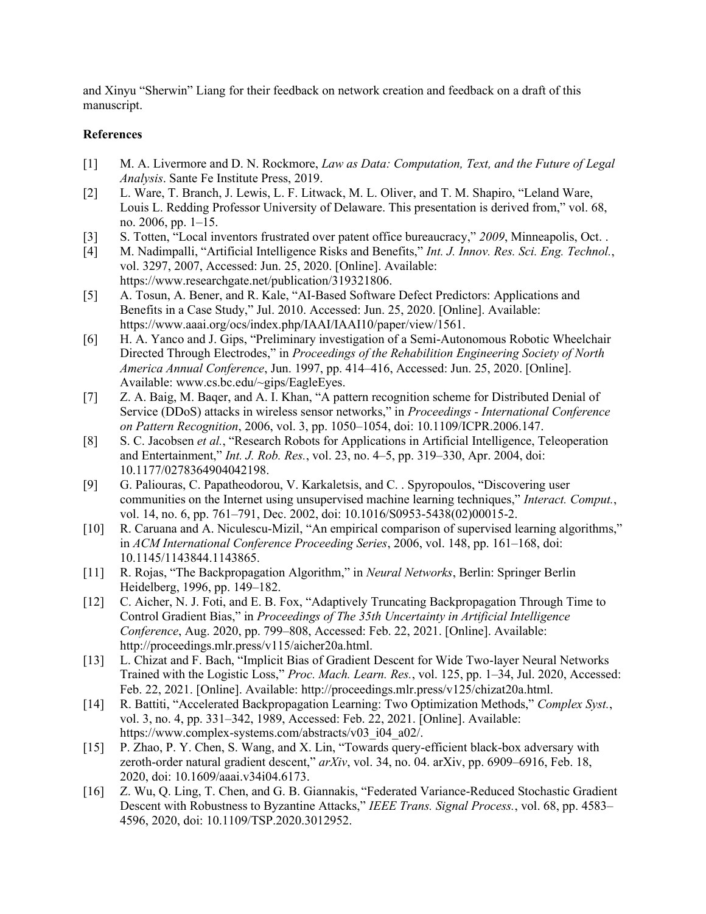and Xinyu "Sherwin" Liang for their feedback on network creation and feedback on a draft of this manuscript.

## References

[1] M. A. Livermore and D. N. Rockmore, *Law as Data: Computation, Text, and the Future of Legal Analysis*. Sante Fe Institute Press, 2019.

[2] L. Ware, T. Branch, J. Lewis, L. F. Litwack, M. L. Oliver, and T. M. Shapiro, "Leland Ware, Louis L. Redding Professor University of Delaware. This presentation is derived from," vol. 68, no. 2006, pp. 1–15.

[3] S. Totten, "Local inventors frustrated over patent office bureaucracy," *2009*, Minneapolis, Oct. .

[4] M. Nadimpalli, "Artificial Intelligence Risks and Benefits," *Int. J. Innov. Res. Sci. Eng. Technol.*, vol. 3297, 2007, Accessed: Jun. 25, 2020. [Online]. Available: https://www.researchgate.net/publication/319321806.

[5] A. Tosun, A. Bener, and R. Kale, "AI-Based Software Defect Predictors: Applications and Benefits in a Case Study," Jul. 2010. Accessed: Jun. 25, 2020. [Online]. Available: https://www.aaai.org/ocs/index.php/IAAI/IAAI10/paper/view/1561.

[6] H. A. Yanco and J. Gips, "Preliminary investigation of a Semi-Autonomous Robotic Wheelchair Directed Through Electrodes," in *Proceedings of the Rehabilition Engineering Society of North America Annual Conference*, Jun. 1997, pp. 414–416, Accessed: Jun. 25, 2020. [Online]. Available: www.cs.bc.edu/~gips/EagleEyes.

[7] Z. A. Baig, M. Baqer, and A. I. Khan, "A pattern recognition scheme for Distributed Denial of Service (DDoS) attacks in wireless sensor networks," in *Proceedings - International Conference on Pattern Recognition*, 2006, vol. 3, pp. 1050–1054, doi: 10.1109/ICPR.2006.147.

[8] S. C. Jacobsen *et al.*, "Research Robots for Applications in Artificial Intelligence, Teleoperation and Entertainment," *Int. J. Rob. Res.*, vol. 23, no. 4–5, pp. 319–330, Apr. 2004, doi: 10.1177/0278364904042198.

[9] G. Paliouras, C. Papatheodorou, V. Karkaletsis, and C. . Spyropoulos, "Discovering user communities on the Internet using unsupervised machine learning techniques," *Interact. Comput.*, vol. 14, no. 6, pp. 761–791, Dec. 2002, doi: 10.1016/S0953-5438(02)00015-2.

[10] R. Caruana and A. Niculescu-Mizil, "An empirical comparison of supervised learning algorithms," in *ACM International Conference Proceeding Series*, 2006, vol. 148, pp. 161–168, doi: 10.1145/1143844.1143865.

[11] R. Rojas, "The Backpropagation Algorithm," in *Neural Networks*, Berlin: Springer Berlin Heidelberg, 1996, pp. 149–182.

[12] C. Aicher, N. J. Foti, and E. B. Fox, "Adaptively Truncating Backpropagation Through Time to Control Gradient Bias," in *Proceedings of The 35th Uncertainty in Artificial Intelligence Conference*, Aug. 2020, pp. 799–808, Accessed: Feb. 22, 2021. [Online]. Available: http://proceedings.mlr.press/v115/aicher20a.html.

[13] L. Chizat and F. Bach, "Implicit Bias of Gradient Descent for Wide Two-layer Neural Networks Trained with the Logistic Loss," *Proc. Mach. Learn. Res.*, vol. 125, pp. 1–34, Jul. 2020, Accessed: Feb. 22, 2021. [Online]. Available: http://proceedings.mlr.press/v125/chizat20a.html.

[14] R. Battiti, "Accelerated Backpropagation Learning: Two Optimization Methods," *Complex Syst.*, vol. 3, no. 4, pp. 331–342, 1989, Accessed: Feb. 22, 2021. [Online]. Available: https://www.complex-systems.com/abstracts/v03_i04_a02/.

[15] P. Zhao, P. Y. Chen, S. Wang, and X. Lin, "Towards query-efficient black-box adversary with zeroth-order natural gradient descent," *arXiv*, vol. 34, no. 04. arXiv, pp. 6909–6916, Feb. 18, 2020, doi: 10.1609/aaai.v34i04.6173.

[16] Z. Wu, Q. Ling, T. Chen, and G. B. Giannakis, "Federated Variance-Reduced Stochastic Gradient Descent with Robustness to Byzantine Attacks," *IEEE Trans. Signal Process.*, vol. 68, pp. 4583–4596, 2020, doi: 10.1109/TSP.2020.3012952.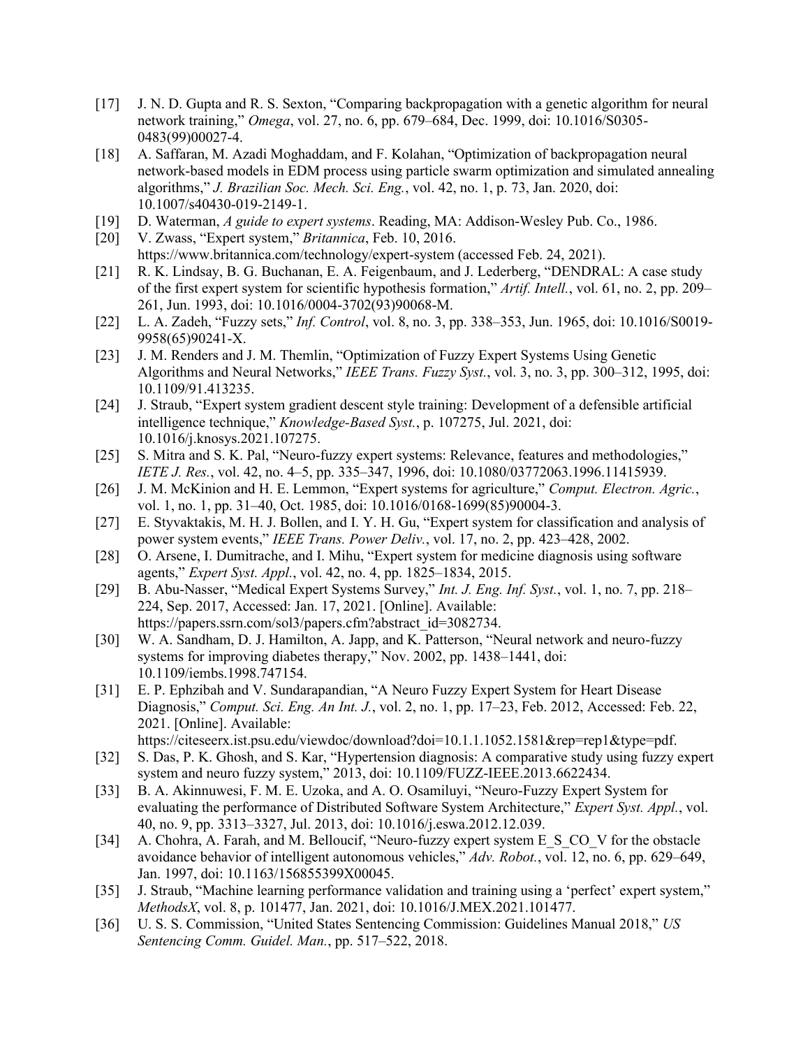[17] J. N. D. Gupta and R. S. Sexton, "Comparing backpropagation with a genetic algorithm for neural network training," *Omega*, vol. 27, no. 6, pp. 679–684, Dec. 1999, doi: 10.1016/S0305-0483(99)00027-4.

[18] A. Saffaran, M. Azadi Moghaddam, and F. Kolahan, "Optimization of backpropagation neural network-based models in EDM process using particle swarm optimization and simulated annealing algorithms," *J. Brazilian Soc. Mech. Sci. Eng.*, vol. 42, no. 1, p. 73, Jan. 2020, doi: 10.1007/s40430-019-2149-1.

[19] D. Waterman, *A guide to expert systems*. Reading, MA: Addison-Wesley Pub. Co., 1986.

[20] V. Zwass, "Expert system," *Britannica*, Feb. 10, 2016. https://www.britannica.com/technology/expert-system (accessed Feb. 24, 2021).

[21] R. K. Lindsay, B. G. Buchanan, E. A. Feigenbaum, and J. Lederberg, "DENDRAL: A case study of the first expert system for scientific hypothesis formation," *Artif. Intell.*, vol. 61, no. 2, pp. 209–261, Jun. 1993, doi: 10.1016/0004-3702(93)90068-M.

[22] L. A. Zadeh, "Fuzzy sets," *Inf. Control*, vol. 8, no. 3, pp. 338–353, Jun. 1965, doi: 10.1016/S0019-9958(65)90241-X.

[23] J. M. Renders and J. M. Themlin, "Optimization of Fuzzy Expert Systems Using Genetic Algorithms and Neural Networks," *IEEE Trans. Fuzzy Syst.*, vol. 3, no. 3, pp. 300–312, 1995, doi: 10.1109/91.413235.

[24] J. Straub, "Expert system gradient descent style training: Development of a defensible artificial intelligence technique," *Knowledge-Based Syst.*, p. 107275, Jul. 2021, doi: 10.1016/j.knosys.2021.107275.

[25] S. Mitra and S. K. Pal, "Neuro-fuzzy expert systems: Relevance, features and methodologies," *IETE J. Res.*, vol. 42, no. 4–5, pp. 335–347, 1996, doi: 10.1080/03772063.1996.11415939.

[26] J. M. McKinion and H. E. Lemmon, "Expert systems for agriculture," *Comput. Electron. Agric.*, vol. 1, no. 1, pp. 31–40, Oct. 1985, doi: 10.1016/0168-1699(85)90004-3.

[27] E. Styvaktakis, M. H. J. Bollen, and I. Y. H. Gu, "Expert system for classification and analysis of power system events," *IEEE Trans. Power Deliv.*, vol. 17, no. 2, pp. 423–428, 2002.

[28] O. Arsene, I. Dumitrache, and I. Mihu, "Expert system for medicine diagnosis using software agents," *Expert Syst. Appl.*, vol. 42, no. 4, pp. 1825–1834, 2015.

[29] B. Abu-Nasser, "Medical Expert Systems Survey," *Int. J. Eng. Inf. Syst.*, vol. 1, no. 7, pp. 218–224, Sep. 2017, Accessed: Jan. 17, 2021. [Online]. Available: https://papers.ssrn.com/sol3/papers.cfm?abstract_id=3082734.

[30] W. A. Sandham, D. J. Hamilton, A. Japp, and K. Patterson, "Neural network and neuro-fuzzy systems for improving diabetes therapy," Nov. 2002, pp. 1438–1441, doi: 10.1109/iembs.1998.747154.

[31] E. P. Ephzibah and V. Sundarapandian, "A Neuro Fuzzy Expert System for Heart Disease Diagnosis," *Comput. Sci. Eng. An Int. J.*, vol. 2, no. 1, pp. 17–23, Feb. 2012, Accessed: Feb. 22, 2021. [Online]. Available: https://citeseerx.ist.psu.edu/viewdoc/download?doi=10.1.1.1052.1581&rep=rep1&type=pdf.

[32] S. Das, P. K. Ghosh, and S. Kar, "Hypertension diagnosis: A comparative study using fuzzy expert system and neuro fuzzy system," 2013, doi: 10.1109/FUZZ-IEEE.2013.6622434.

[33] B. A. Akinnuwesi, F. M. E. Uzoka, and A. O. Osamiluyi, "Neuro-Fuzzy Expert System for evaluating the performance of Distributed Software System Architecture," *Expert Syst. Appl.*, vol. 40, no. 9, pp. 3313–3327, Jul. 2013, doi: 10.1016/j.eswa.2012.12.039.

[34] A. Chohra, A. Farah, and M. Belloucif, "Neuro-fuzzy expert system E_S_CO_V for the obstacle avoidance behavior of intelligent autonomous vehicles," *Adv. Robot.*, vol. 12, no. 6, pp. 629–649, Jan. 1997, doi: 10.1163/156855399X00045.

[35] J. Straub, "Machine learning performance validation and training using a 'perfect' expert system," *MethodsX*, vol. 8, p. 101477, Jan. 2021, doi: 10.1016/J.MEX.2021.101477.

[36] U. S. S. Commission, "United States Sentencing Commission: Guidelines Manual 2018," *US Sentencing Comm. Guidel. Man.*, pp. 517–522, 2018.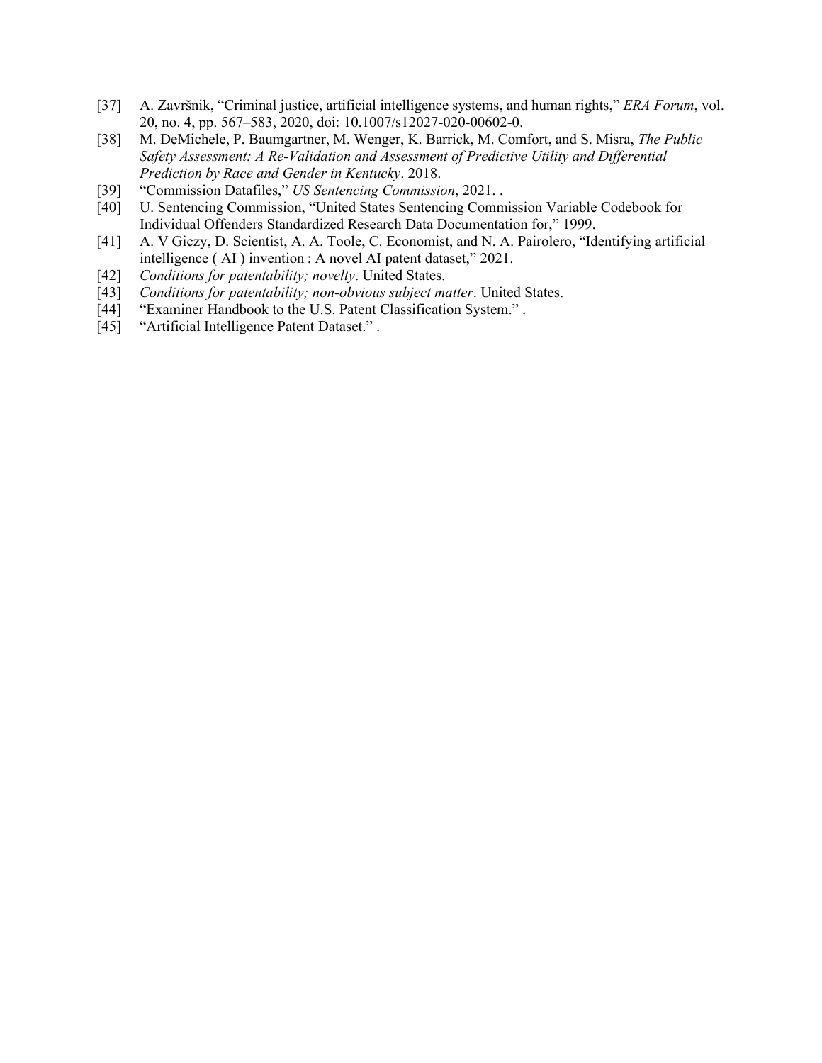[37] A. Završnik, "Criminal justice, artificial intelligence systems, and human rights," *ERA Forum*, vol. 20, no. 4, pp. 567–583, 2020, doi: 10.1007/s12027-020-00602-0.

[38] M. DeMichele, P. Baumgartner, M. Wenger, K. Barrick, M. Comfort, and S. Misra, *The Public Safety Assessment: A Re-Validation and Assessment of Predictive Utility and Differential Prediction by Race and Gender in Kentucky*. 2018.

[39] "Commission Datafiles," *US Sentencing Commission*, 2021. .

[40] U. Sentencing Commission, "United States Sentencing Commission Variable Codebook for Individual Offenders Standardized Research Data Documentation for," 1999.

[41] A. V Giczy, D. Scientist, A. A. Toole, C. Economist, and N. A. Pairolero, "Identifying artificial intelligence ( AI ) invention : A novel AI patent dataset," 2021.

[42] *Conditions for patentability; novelty*. United States.

[43] *Conditions for patentability; non-obvious subject matter*. United States.

[44] "Examiner Handbook to the U.S. Patent Classification System." .

[45] "Artificial Intelligence Patent Dataset." .